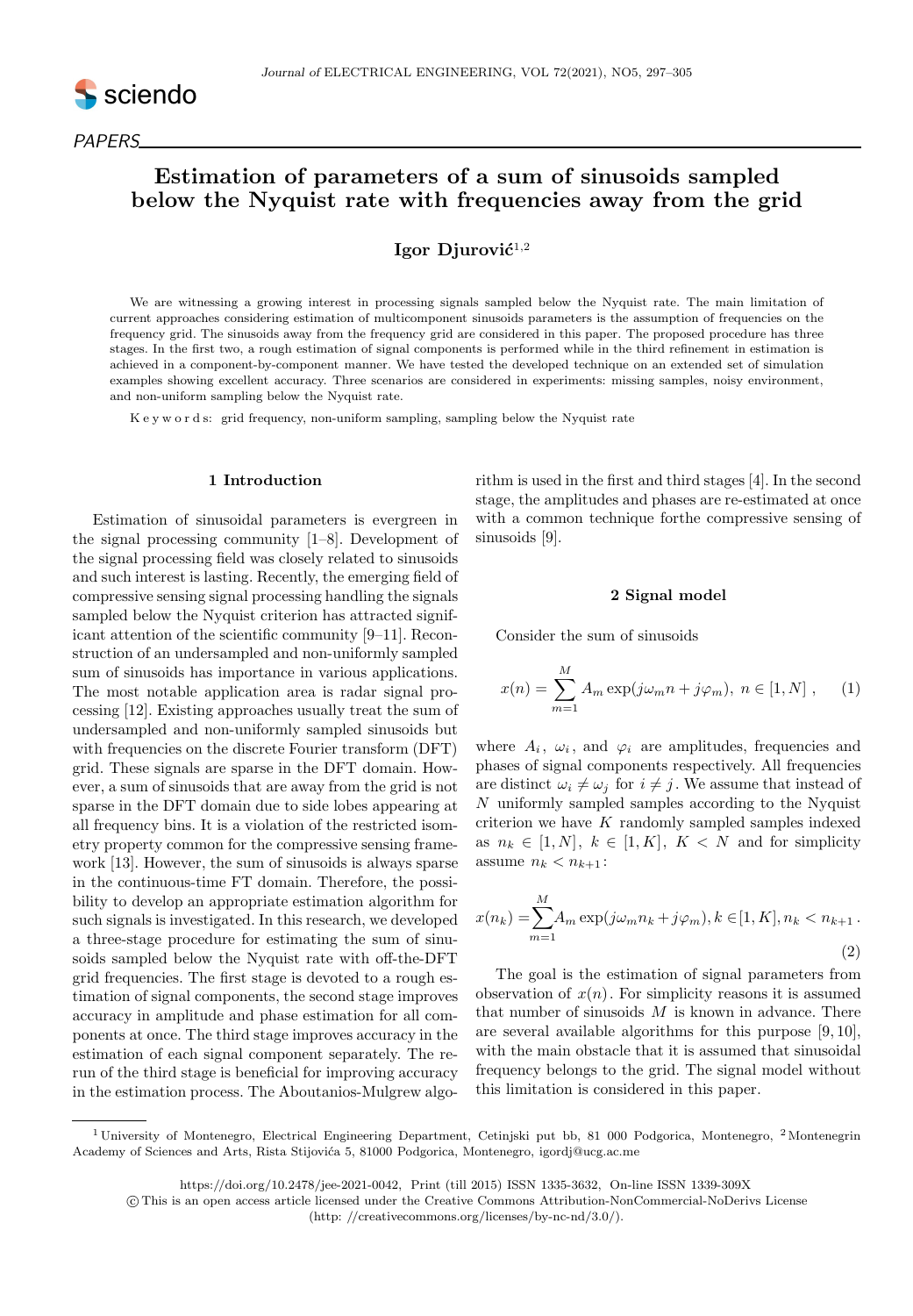PAPERS

# Estimation of parameters of a sum of sinusoids sampled below the Nyquist rate with frequencies away from the grid

**Igor Djurović**[1,2]

We are witnessing a growing interest in processing signals sampled below the Nyquist rate. The main limitation of current approaches considering estimation of multicomponent sinusoids parameters is the assumption of frequencies on the frequency grid. The sinusoids away from the frequency grid are considered in this paper. The proposed procedure has three stages. In the first two, a rough estimation of signal components is performed while in the third refinement in estimation is achieved in a component-by-component manner. We have tested the developed technique on an extended set of simulation examples showing excellent accuracy. Three scenarios are considered in experiments: missing samples, noisy environment, and non-uniform sampling below the Nyquist rate.

K e y w o r d s: grid frequency, non-uniform sampling, sampling below the Nyquist rate

## 1 Introduction

Estimation of sinusoidal parameters is evergreen in the signal processing community [1–8]. Development of the signal processing field was closely related to sinusoids and such interest is lasting. Recently, the emerging field of compressive sensing signal processing handling the signals sampled below the Nyquist criterion has attracted significant attention of the scientific community [9–11]. Reconstruction of an undersampled and non-uniformly sampled sum of sinusoids has importance in various applications. The most notable application area is radar signal processing [12]. Existing approaches usually treat the sum of undersampled and non-uniformly sampled sinusoids but with frequencies on the discrete Fourier transform (DFT) grid. These signals are sparse in the DFT domain. However, a sum of sinusoids that are away from the grid is not sparse in the DFT domain due to side lobes appearing at all frequency bins. It is a violation of the restricted isometry property common for the compressive sensing framework [13]. However, the sum of sinusoids is always sparse in the continuous-time FT domain. Therefore, the possibility to develop an appropriate estimation algorithm for such signals is investigated. In this research, we developed a three-stage procedure for estimating the sum of sinusoids sampled below the Nyquist rate with off-the-DFT grid frequencies. The first stage is devoted to a rough estimation of signal components, the second stage improves accuracy in amplitude and phase estimation for all components at once. The third stage improves accuracy in the estimation of each signal component separately. The rerun of the third stage is beneficial for improving accuracy in the estimation process. The Aboutanios-Mulgrew algorithm is used in the first and third stages [4]. In the second stage, the amplitudes and phases are re-estimated at once with a common technique forthe compressive sensing of sinusoids [9].

## 2 Signal model

Consider the sum of sinusoids

$$x(n) = \sum_{m=1}^{M} A_m \exp(j\omega_m n + j\varphi_m),\ n \in [1, N]\ , \qquad (1)$$

where $A_i$, $\omega_i$, and $\varphi_i$ are amplitudes, frequencies and phases of signal components respectively. All frequencies are distinct $\omega_i \neq \omega_j$ for $i \neq j$. We assume that instead of $N$ uniformly sampled samples according to the Nyquist criterion we have $K$ randomly sampled samples indexed as $n_k \in [1, N],\ k \in [1, K],\ K < N$ and for simplicity assume $n_k < n_{k+1}$:

$$x(n_k) = \sum_{m=1}^{M} A_m \exp(j\omega_m n_k + j\varphi_m), k \in [1, K], n_k < n_{k+1}\ . \qquad (2)$$

The goal is the estimation of signal parameters from observation of $x(n)$. For simplicity reasons it is assumed that number of sinusoids $M$ is known in advance. There are several available algorithms for this purpose [9, 10], with the main obstacle that it is assumed that sinusoidal frequency belongs to the grid. The signal model without this limitation is considered in this paper.

---

[1] University of Montenegro, Electrical Engineering Department, Cetinjski put bb, 81 000 Podgorica, Montenegro, [2] Montenegrin Academy of Sciences and Arts, Rista Stijovića 5, 81000 Podgorica, Montenegro, igordj@ucg.ac.me

https://doi.org/10.2478/jee-2021-0042, Print (till 2015) ISSN 1335-3632, On-line ISSN 1339-309X

© This is an open access article licensed under the Creative Commons Attribution-NonCommercial-NoDerivs License (http: //creativecommons.org/licenses/by-nc-nd/3.0/).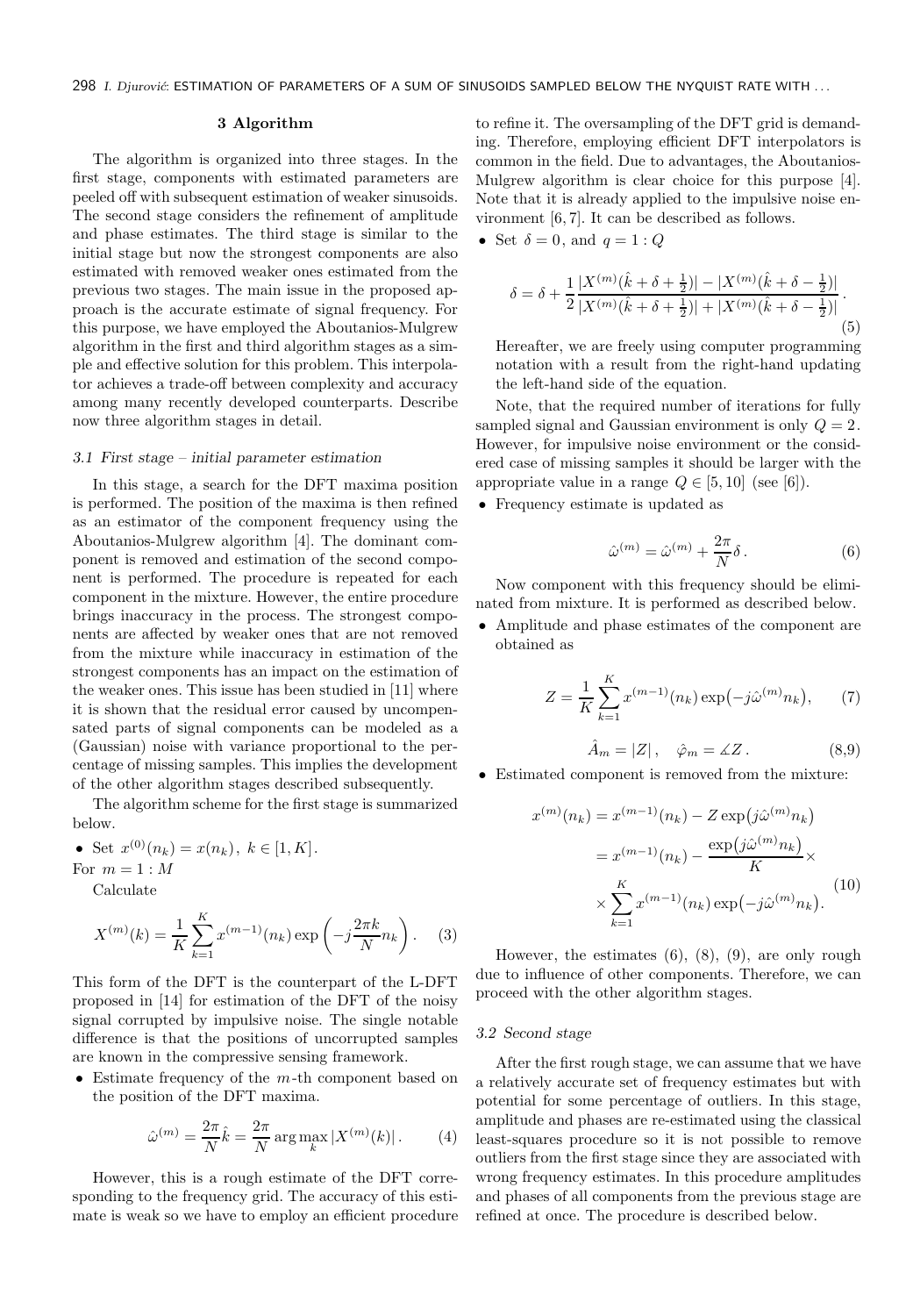## 3 Algorithm

The algorithm is organized into three stages. In the first stage, components with estimated parameters are peeled off with subsequent estimation of weaker sinusoids. The second stage considers the refinement of amplitude and phase estimates. The third stage is similar to the initial stage but now the strongest components are also estimated with removed weaker ones estimated from the previous two stages. The main issue in the proposed approach is the accurate estimate of signal frequency. For this purpose, we have employed the Aboutanios-Mulgrew algorithm in the first and third algorithm stages as a simple and effective solution for this problem. This interpolator achieves a trade-off between complexity and accuracy among many recently developed counterparts. Describe now three algorithm stages in detail.

### 3.1 First stage – initial parameter estimation

In this stage, a search for the DFT maxima position is performed. The position of the maxima is then refined as an estimator of the component frequency using the Aboutanios-Mulgrew algorithm [4]. The dominant component is removed and estimation of the second component is performed. The procedure is repeated for each component in the mixture. However, the entire procedure brings inaccuracy in the process. The strongest components are affected by weaker ones that are not removed from the mixture while inaccuracy in estimation of the strongest components has an impact on the estimation of the weaker ones. This issue has been studied in [11] where it is shown that the residual error caused by uncompensated parts of signal components can be modeled as a (Gaussian) noise with variance proportional to the percentage of missing samples. This implies the development of the other algorithm stages described subsequently.

The algorithm scheme for the first stage is summarized below.

- Set $x^{(0)}(n_k) = x(n_k)$, $k \in [1, K]$.

For $m = 1 : M$

Calculate

$$X^{(m)}(k) = \frac{1}{K} \sum_{k=1}^{K} x^{(m-1)}(n_k) \exp\left(-j\frac{2\pi k}{N} n_k\right). \quad (3)$$

This form of the DFT is the counterpart of the L-DFT proposed in [14] for estimation of the DFT of the noisy signal corrupted by impulsive noise. The single notable difference is that the positions of uncorrupted samples are known in the compressive sensing framework.

- Estimate frequency of the $m$-th component based on the position of the DFT maxima.

$$\hat{\omega}^{(m)} = \frac{2\pi}{N}\hat{k} = \frac{2\pi}{N} \arg\max_{k} |X^{(m)}(k)|. \quad (4)$$

However, this is a rough estimate of the DFT corresponding to the frequency grid. The accuracy of this estimate is weak so we have to employ an efficient procedure to refine it. The oversampling of the DFT grid is demanding. Therefore, employing efficient DFT interpolators is common in the field. Due to advantages, the Aboutanios-Mulgrew algorithm is clear choice for this purpose [4]. Note that it is already applied to the impulsive noise environment [6, 7]. It can be described as follows.

- Set $\delta = 0$, and $q = 1 : Q$

$$\delta = \delta + \frac{1}{2} \frac{|X^{(m)}(\hat{k} + \delta + \frac{1}{2})| - |X^{(m)}(\hat{k} + \delta - \frac{1}{2})|}{|X^{(m)}(\hat{k} + \delta + \frac{1}{2})| + |X^{(m)}(\hat{k} + \delta - \frac{1}{2})|}. \quad (5)$$

Hereafter, we are freely using computer programming notation with a result from the right-hand updating the left-hand side of the equation.

Note, that the required number of iterations for fully sampled signal and Gaussian environment is only $Q = 2$. However, for impulsive noise environment or the considered case of missing samples it should be larger with the appropriate value in a range $Q \in [5, 10]$ (see [6]).

- Frequency estimate is updated as

$$\hat{\omega}^{(m)} = \hat{\omega}^{(m)} + \frac{2\pi}{N}\delta. \quad (6)$$

Now component with this frequency should be eliminated from mixture. It is performed as described below.

- Amplitude and phase estimates of the component are obtained as

$$Z = \frac{1}{K} \sum_{k=1}^{K} x^{(m-1)}(n_k) \exp\big(-j\hat{\omega}^{(m)} n_k\big), \quad (7)$$

$$\hat{A}_m = |Z|, \quad \hat{\varphi}_m = \angle Z. \quad (8,9)$$

- Estimated component is removed from the mixture:

$$\begin{aligned} x^{(m)}(n_k) &= x^{(m-1)}(n_k) - Z \exp\big(j\hat{\omega}^{(m)} n_k\big) \\ &= x^{(m-1)}(n_k) - \frac{\exp\big(j\hat{\omega}^{(m)} n_k\big)}{K} \times \\ &\times \sum_{k=1}^{K} x^{(m-1)}(n_k) \exp\big(-j\hat{\omega}^{(m)} n_k\big). \end{aligned} \quad (10)$$

However, the estimates (6), (8), (9), are only rough due to influence of other components. Therefore, we can proceed with the other algorithm stages.

### 3.2 Second stage

After the first rough stage, we can assume that we have a relatively accurate set of frequency estimates but with potential for some percentage of outliers. In this stage, amplitude and phases are re-estimated using the classical least-squares procedure so it is not possible to remove outliers from the first stage since they are associated with wrong frequency estimates. In this procedure amplitudes and phases of all components from the previous stage are refined at once. The procedure is described below.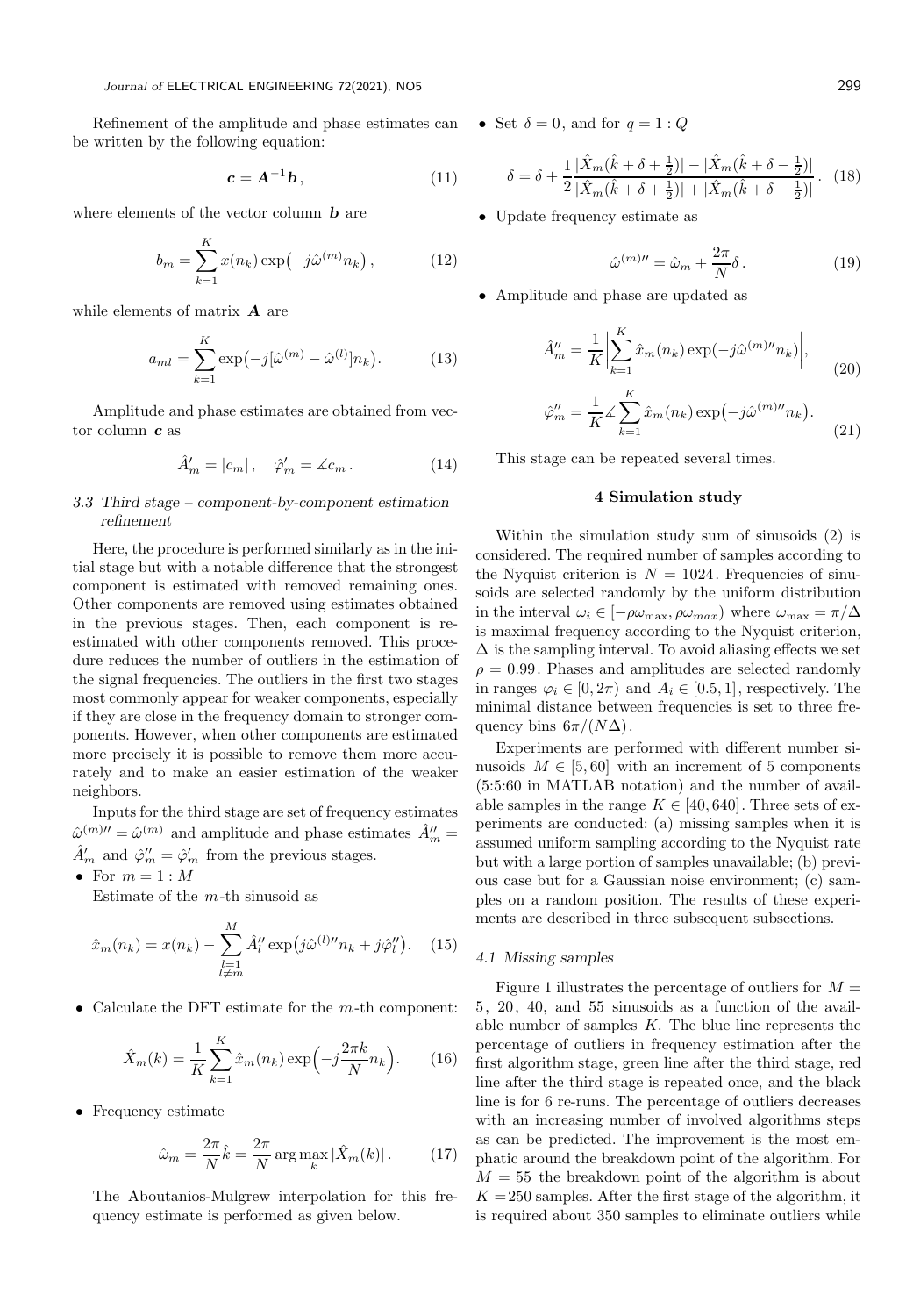Refinement of the amplitude and phase estimates can be written by the following equation:

$$\boldsymbol{c} = \boldsymbol{A}^{-1}\boldsymbol{b}, \tag{11}$$

where elements of the vector column $\boldsymbol{b}$ are

$$b_m = \sum_{k=1}^{K} x(n_k)\exp\bigl(-j\hat{\omega}^{(m)}n_k\bigr), \tag{12}$$

while elements of matrix $\boldsymbol{A}$ are

$$a_{ml} = \sum_{k=1}^{K} \exp\bigl(-j[\hat{\omega}^{(m)} - \hat{\omega}^{(l)}]n_k\bigr). \tag{13}$$

Amplitude and phase estimates are obtained from vector column $\boldsymbol{c}$ as

$$\hat{A}'_m = |c_m|, \quad \hat{\varphi}'_m = \measuredangle c_m. \tag{14}$$

### 3.3 Third stage – component-by-component estimation refinement

Here, the procedure is performed similarly as in the initial stage but with a notable difference that the strongest component is estimated with removed remaining ones. Other components are removed using estimates obtained in the previous stages. Then, each component is re-estimated with other components removed. This procedure reduces the number of outliers in the estimation of the signal frequencies. The outliers in the first two stages most commonly appear for weaker components, especially if they are close in the frequency domain to stronger components. However, when other components are estimated more precisely it is possible to remove them more accurately and to make an easier estimation of the weaker neighbors.

Inputs for the third stage are set of frequency estimates $\hat{\omega}^{(m)\prime\prime} = \hat{\omega}^{(m)}$ and amplitude and phase estimates $\hat{A}''_m = \hat{A}'_m$ and $\hat{\varphi}''_m = \hat{\varphi}'_m$ from the previous stages.

- For $m = 1 : M$

  Estimate of the $m$-th sinusoid as

$$\hat{x}_m(n_k) = x(n_k) - \sum_{\substack{l=1\\ l\neq m}}^{M} \hat{A}''_l \exp\bigl(j\hat{\omega}^{(l)\prime\prime}n_k + j\hat{\varphi}''_l\bigr). \tag{15}$$

- Calculate the DFT estimate for the $m$-th component:

$$\hat{X}_m(k) = \frac{1}{K}\sum_{k=1}^{K} \hat{x}_m(n_k)\exp\Bigl(-j\frac{2\pi k}{N}n_k\Bigr). \tag{16}$$

- Frequency estimate

$$\hat{\omega}_m = \frac{2\pi}{N}\hat{k} = \frac{2\pi}{N}\arg\max_k |\hat{X}_m(k)|. \tag{17}$$

The Aboutanios-Mulgrew interpolation for this frequency estimate is performed as given below.

- Set $\delta = 0$, and for $q = 1 : Q$

$$\delta = \delta + \frac{1}{2}\frac{|\hat{X}_m(\hat{k}+\delta+\frac{1}{2})| - |\hat{X}_m(\hat{k}+\delta-\frac{1}{2})|}{|\hat{X}_m(\hat{k}+\delta+\frac{1}{2})| + |\hat{X}_m(\hat{k}+\delta-\frac{1}{2})|}. \tag{18}$$

- Update frequency estimate as

$$\hat{\omega}^{(m)\prime\prime} = \hat{\omega}_m + \frac{2\pi}{N}\delta. \tag{19}$$

- Amplitude and phase are updated as

$$\hat{A}''_m = \frac{1}{K}\biggl|\sum_{k=1}^{K} \hat{x}_m(n_k)\exp(-j\hat{\omega}^{(m)\prime\prime}n_k)\biggr|, \tag{20}$$

$$\hat{\varphi}''_m = \frac{1}{K}\measuredangle\sum_{k=1}^{K} \hat{x}_m(n_k)\exp\bigl(-j\hat{\omega}^{(m)\prime\prime}n_k\bigr). \tag{21}$$

This stage can be repeated several times.

## 4 Simulation study

Within the simulation study sum of sinusoids (2) is considered. The required number of samples according to the Nyquist criterion is $N = 1024$. Frequencies of sinusoids are selected randomly by the uniform distribution in the interval $\omega_i \in [-\rho\omega_{\max}, \rho\omega_{max})$ where $\omega_{\max} = \pi/\Delta$ is maximal frequency according to the Nyquist criterion, $\Delta$ is the sampling interval. To avoid aliasing effects we set $\rho = 0.99$. Phases and amplitudes are selected randomly in ranges $\varphi_i \in [0, 2\pi)$ and $A_i \in [0.5, 1]$, respectively. The minimal distance between frequencies is set to three frequency bins $6\pi/(N\Delta)$.

Experiments are performed with different number sinusoids $M \in [5, 60]$ with an increment of 5 components (5:5:60 in MATLAB notation) and the number of available samples in the range $K \in [40, 640]$. Three sets of experiments are conducted: (a) missing samples when it is assumed uniform sampling according to the Nyquist rate but with a large portion of samples unavailable; (b) previous case but for a Gaussian noise environment; (c) samples on a random position. The results of these experiments are described in three subsequent subsections.

### 4.1 Missing samples

Figure 1 illustrates the percentage of outliers for $M = 5$, $20$, $40$, and $55$ sinusoids as a function of the available number of samples $K$. The blue line represents the percentage of outliers in frequency estimation after the first algorithm stage, green line after the third stage, red line after the third stage is repeated once, and the black line is for 6 re-runs. The percentage of outliers decreases with an increasing number of involved algorithms steps as can be predicted. The improvement is the most emphatic around the breakdown point of the algorithm. For $M = 55$ the breakdown point of the algorithm is about $K = 250$ samples. After the first stage of the algorithm, it is required about 350 samples to eliminate outliers while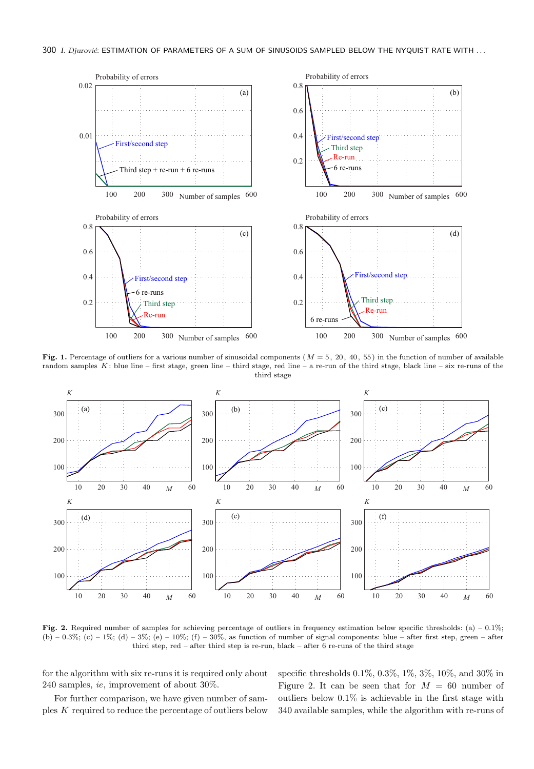**Fig. 1.** Percentage of outliers for a various number of sinusoidal components ($M = 5, 20, 40, 55$) in the function of number of available random samples $K$: blue line – first stage, green line – third stage, red line – a re-run of the third stage, black line – six re-runs of the third stage

**Fig. 2.** Required number of samples for achieving percentage of outliers in frequency estimation below specific thresholds: (a) – 0.1%; (b) – 0.3%; (c) – 1%; (d) – 3%; (e) – 10%; (f) – 30%, as function of number of signal components: blue – after first step, green – after third step, red – after third step is re-run, black – after 6 re-runs of the third stage

for the algorithm with six re-runs it is required only about 240 samples, *ie*, improvement of about 30%.

For further comparison, we have given number of samples $K$ required to reduce the percentage of outliers below specific thresholds 0.1%, 0.3%, 1%, 3%, 10%, and 30% in Figure 2. It can be seen that for $M = 60$ number of outliers below 0.1% is achievable in the first stage with 340 available samples, while the algorithm with re-runs of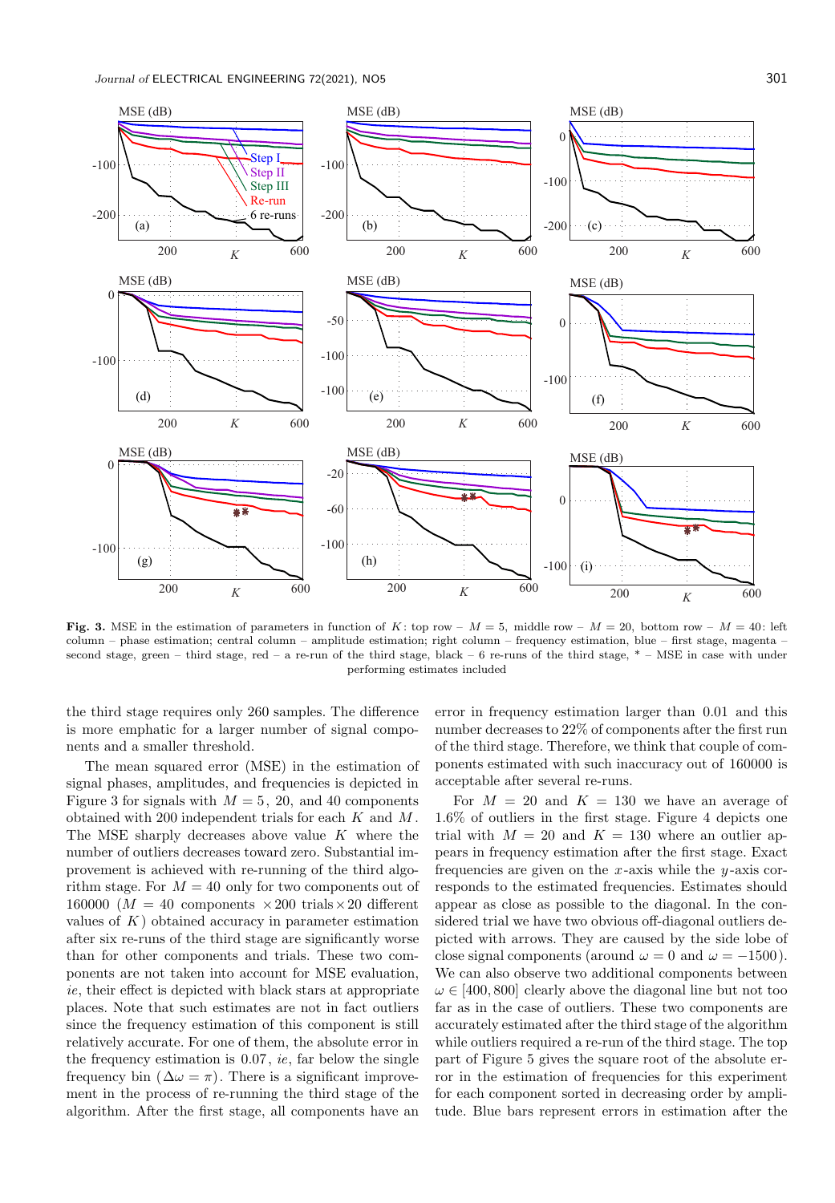**Fig. 3.** MSE in the estimation of parameters in function of $K$: top row – $M = 5$, middle row – $M = 20$, bottom row – $M = 40$: left column – phase estimation; central column – amplitude estimation; right column – frequency estimation, blue – first stage, magenta – second stage, green – third stage, red – a re-run of the third stage, black – 6 re-runs of the third stage, * – MSE in case with under performing estimates included

the third stage requires only 260 samples. The difference is more emphatic for a larger number of signal components and a smaller threshold.

The mean squared error (MSE) in the estimation of signal phases, amplitudes, and frequencies is depicted in Figure 3 for signals with $M = 5$, 20, and 40 components obtained with 200 independent trials for each $K$ and $M$. The MSE sharply decreases above value $K$ where the number of outliers decreases toward zero. Substantial improvement is achieved with re-running of the third algorithm stage. For $M = 40$ only for two components out of 160000 ($M = 40$ components $\times 200$ trials $\times 20$ different values of $K$) obtained accuracy in parameter estimation after six re-runs of the third stage are significantly worse than for other components and trials. These two components are not taken into account for MSE evaluation, *ie*, their effect is depicted with black stars at appropriate places. Note that such estimates are not in fact outliers since the frequency estimation of this component is still relatively accurate. For one of them, the absolute error in the frequency estimation is 0.07, *ie*, far below the single frequency bin ($\Delta\omega = \pi$). There is a significant improvement in the process of re-running the third stage of the algorithm. After the first stage, all components have an error in frequency estimation larger than 0.01 and this number decreases to 22% of components after the first run of the third stage. Therefore, we think that couple of components estimated with such inaccuracy out of 160000 is acceptable after several re-runs.

For $M = 20$ and $K = 130$ we have an average of 1.6% of outliers in the first stage. Figure 4 depicts one trial with $M = 20$ and $K = 130$ where an outlier appears in frequency estimation after the first stage. Exact frequencies are given on the $x$-axis while the $y$-axis corresponds to the estimated frequencies. Estimates should appear as close as possible to the diagonal. In the considered trial we have two obvious off-diagonal outliers depicted with arrows. They are caused by the side lobe of close signal components (around $\omega = 0$ and $\omega = -1500$). We can also observe two additional components between $\omega \in [400, 800]$ clearly above the diagonal line but not too far as in the case of outliers. These two components are accurately estimated after the third stage of the algorithm while outliers required a re-run of the third stage. The top part of Figure 5 gives the square root of the absolute error in the estimation of frequencies for this experiment for each component sorted in decreasing order by amplitude. Blue bars represent errors in estimation after the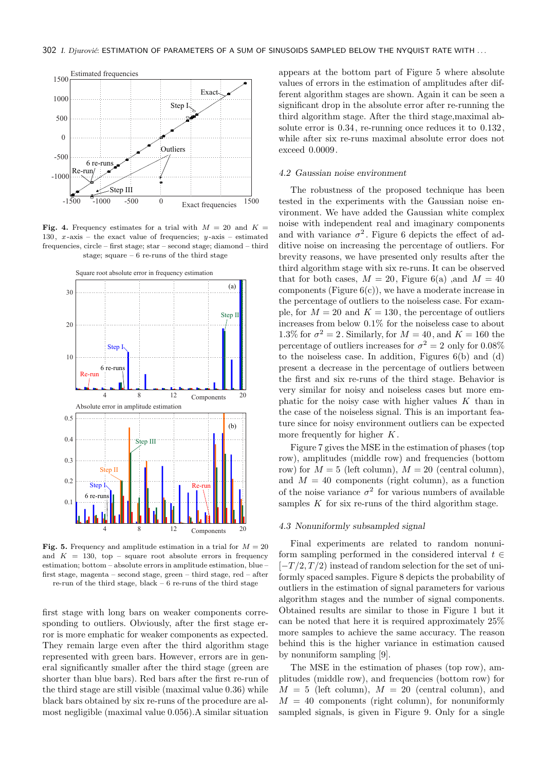**Fig. 4.** Frequency estimates for a trial with $M = 20$ and $K = 130$, $x$-axis – the exact value of frequencies; $y$-axis – estimated frequencies, circle – first stage; star – second stage; diamond – third stage; square – 6 re-runs of the third stage

**Fig. 5.** Frequency and amplitude estimation in a trial for $M = 20$ and $K = 130$, top – square root absolute errors in frequency estimation; bottom – absolute errors in amplitude estimation, blue – first stage, magenta – second stage, green – third stage, red – after re-run of the third stage, black – 6 re-runs of the third stage

first stage with long bars on weaker components corresponding to outliers. Obviously, after the first stage error is more emphatic for weaker components as expected. They remain large even after the third algorithm stage represented with green bars. However, errors are in general significantly smaller after the third stage (green are shorter than blue bars). Red bars after the first re-run of the third stage are still visible (maximal value 0.36) while black bars obtained by six re-runs of the procedure are almost negligible (maximal value 0.056).A similar situation appears at the bottom part of Figure 5 where absolute values of errors in the estimation of amplitudes after different algorithm stages are shown. Again it can be seen a significant drop in the absolute error after re-running the third algorithm stage. After the third stage,maximal absolute error is 0.34, re-running once reduces it to 0.132, while after six re-runs maximal absolute error does not exceed 0.0009.

### 4.2 Gaussian noise environment

The robustness of the proposed technique has been tested in the experiments with the Gaussian noise environment. We have added the Gaussian white complex noise with independent real and imaginary components and with variance $\sigma^2$. Figure 6 depicts the effect of additive noise on increasing the percentage of outliers. For brevity reasons, we have presented only results after the third algorithm stage with six re-runs. It can be observed that for both cases, $M = 20$, Figure 6(a) ,and $M = 40$ components (Figure 6(c)), we have a moderate increase in the percentage of outliers to the noiseless case. For example, for $M = 20$ and $K = 130$, the percentage of outliers increases from below 0.1% for the noiseless case to about 1.3% for $\sigma^2 = 2$. Similarly, for $M = 40$, and $K = 160$ the percentage of outliers increases for $\sigma^2 = 2$ only for 0.08% to the noiseless case. In addition, Figures 6(b) and (d) present a decrease in the percentage of outliers between the first and six re-runs of the third stage. Behavior is very similar for noisy and noiseless cases but more emphatic for the noisy case with higher values $K$ than in the case of the noiseless signal. This is an important feature since for noisy environment outliers can be expected more frequently for higher $K$.

Figure 7 gives the MSE in the estimation of phases (top row), amplitudes (middle row) and frequencies (bottom row) for $M = 5$ (left column), $M = 20$ (central column), and $M = 40$ components (right column), as a function of the noise variance $\sigma^2$ for various numbers of available samples $K$ for six re-runs of the third algorithm stage.

### 4.3 Nonuniformly subsampled signal

Final experiments are related to random nonuniform sampling performed in the considered interval $t \in [-T/2, T/2)$ instead of random selection for the set of uniformly spaced samples. Figure 8 depicts the probability of outliers in the estimation of signal parameters for various algorithm stages and the number of signal components. Obtained results are similar to those in Figure 1 but it can be noted that here it is required approximately 25% more samples to achieve the same accuracy. The reason behind this is the higher variance in estimation caused by nonuniform sampling [9].

The MSE in the estimation of phases (top row), amplitudes (middle row), and frequencies (bottom row) for $M = 5$ (left column), $M = 20$ (central column), and $M = 40$ components (right column), for nonuniformly sampled signals, is given in Figure 9. Only for a single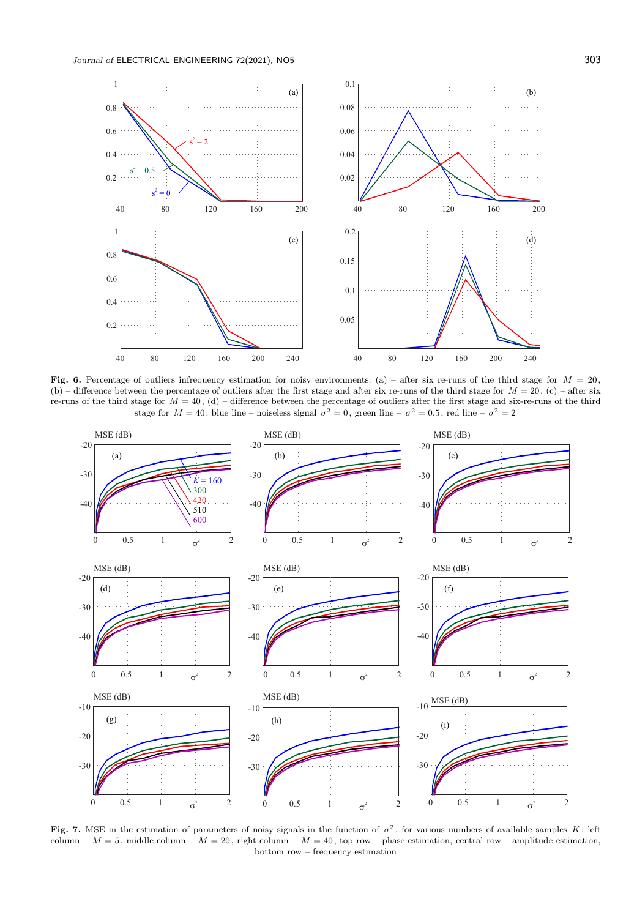**Fig. 6.** Percentage of outliers infrequency estimation for noisy environments: (a) – after six re-runs of the third stage for $M = 20$, (b) – difference between the percentage of outliers after the first stage and after six re-runs of the third stage for $M = 20$, (c) – after six re-runs of the third stage for $M = 40$, (d) – difference between the percentage of outliers after the first stage and six-re-runs of the third stage for $M = 40$: blue line – noiseless signal $\sigma^2 = 0$, green line – $\sigma^2 = 0.5$, red line – $\sigma^2 = 2$

**Fig. 7.** MSE in the estimation of parameters of noisy signals in the function of $\sigma^2$, for various numbers of available samples $K$: left column – $M = 5$, middle column – $M = 20$, right column – $M = 40$, top row – phase estimation, central row – amplitude estimation, bottom row – frequency estimation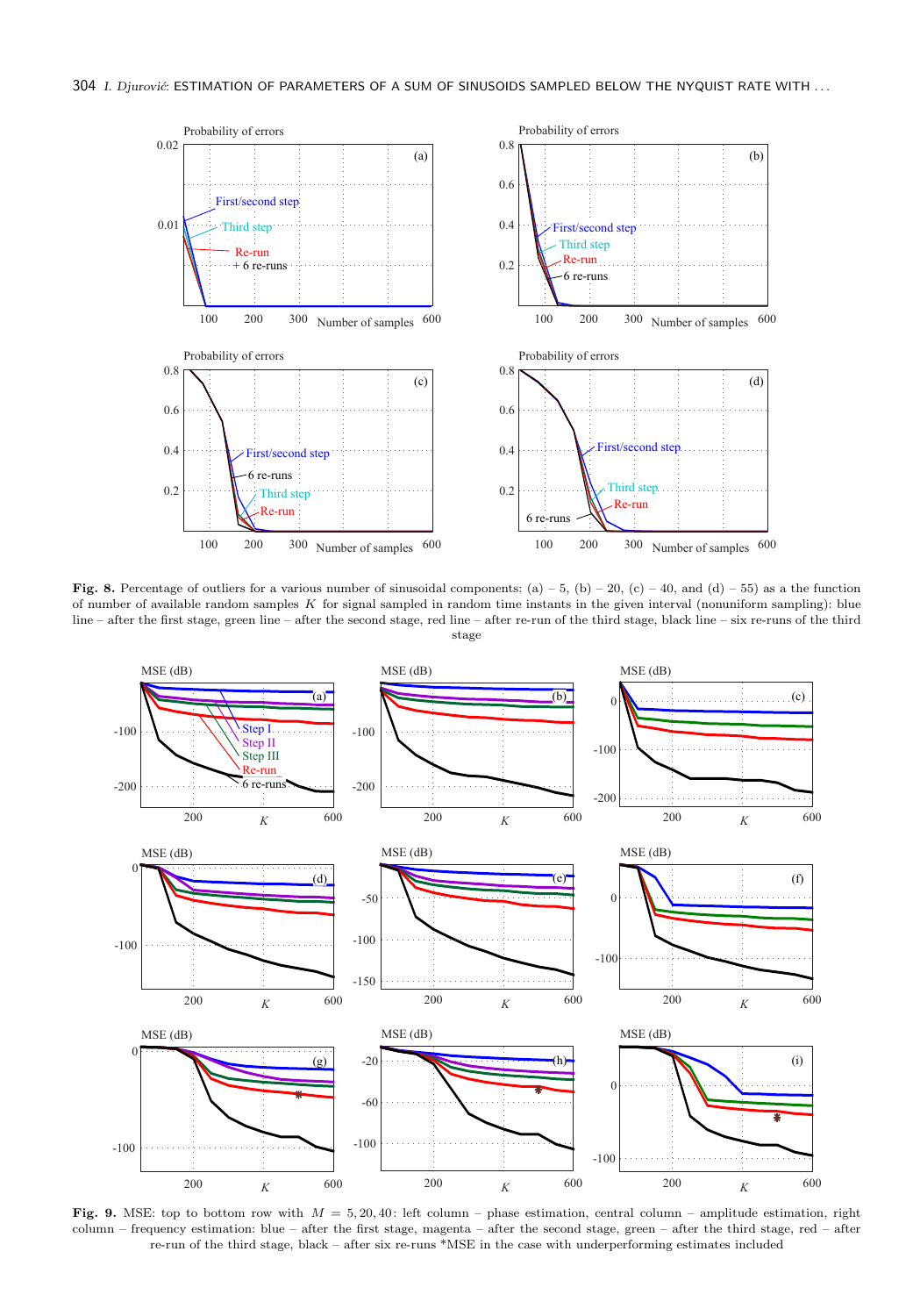**Fig. 8.** Percentage of outliers for a various number of sinusoidal components: (a) – 5, (b) – 20, (c) – 40, and (d) – 55) as a the function of number of available random samples $K$ for signal sampled in random time instants in the given interval (nonuniform sampling): blue line – after the first stage, green line – after the second stage, red line – after re-run of the third stage, black line – six re-runs of the third stage

**Fig. 9.** MSE: top to bottom row with $M = 5, 20, 40$: left column – phase estimation, central column – amplitude estimation, right column – frequency estimation: blue – after the first stage, magenta – after the second stage, green – after the third stage, red – after re-run of the third stage, black – after six re-runs *MSE in the case with underperforming estimates included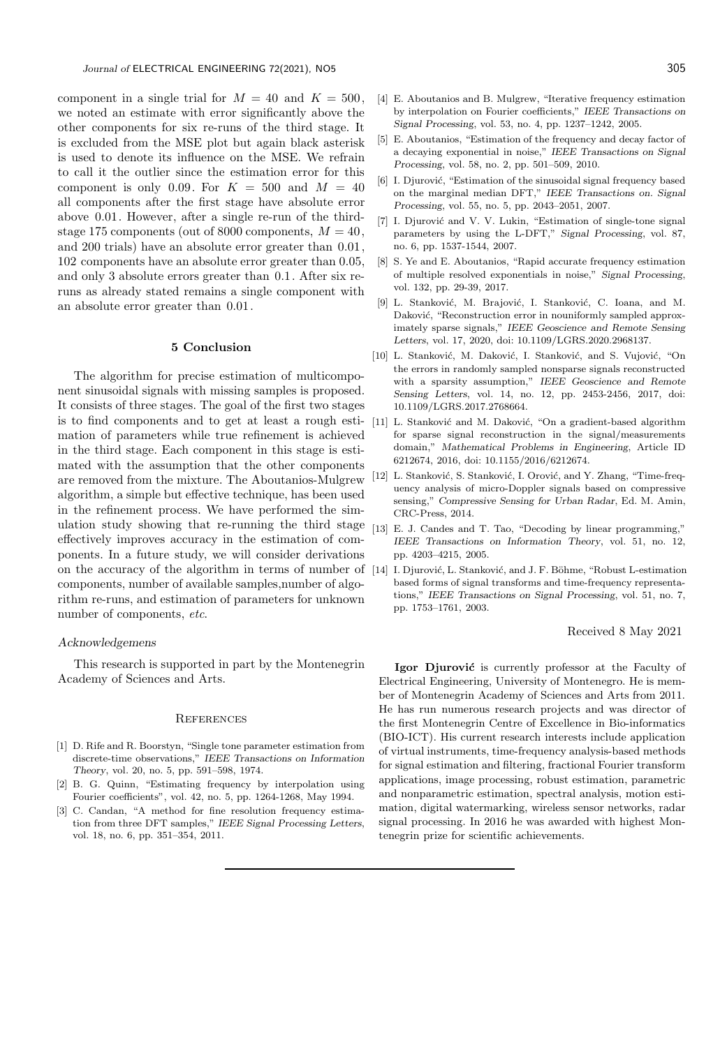component in a single trial for $M = 40$ and $K = 500$, we noted an estimate with error significantly above the other components for six re-runs of the third stage. It is excluded from the MSE plot but again black asterisk is used to denote its influence on the MSE. We refrain to call it the outlier since the estimation error for this component is only 0.09. For $K = 500$ and $M = 40$ all components after the first stage have absolute error above 0.01. However, after a single re-run of the third-stage 175 components (out of 8000 components, $M = 40$, and 200 trials) have an absolute error greater than 0.01, 102 components have an absolute error greater than 0.05, and only 3 absolute errors greater than 0.1. After six re-runs as already stated remains a single component with an absolute error greater than 0.01.

## 5 Conclusion

The algorithm for precise estimation of multicomponent sinusoidal signals with missing samples is proposed. It consists of three stages. The goal of the first two stages is to find components and to get at least a rough estimation of parameters while true refinement is achieved in the third stage. Each component in this stage is estimated with the assumption that the other components are removed from the mixture. The Aboutanios-Mulgrew algorithm, a simple but effective technique, has been used in the refinement process. We have performed the simulation study showing that re-running the third stage effectively improves accuracy in the estimation of components. In a future study, we will consider derivations on the accuracy of the algorithm in terms of number of components, number of available samples,number of algorithm re-runs, and estimation of parameters for unknown number of components, *etc*.

### *Acknowledgemens*

This research is supported in part by the Montenegrin Academy of Sciences and Arts.

## References

[1] D. Rife and R. Boorstyn, "Single tone parameter estimation from discrete-time observations," *IEEE Transactions on Information Theory*, vol. 20, no. 5, pp. 591–598, 1974.

[2] B. G. Quinn, "Estimating frequency by interpolation using Fourier coefficients", vol. 42, no. 5, pp. 1264-1268, May 1994.

[3] C. Candan, "A method for fine resolution frequency estimation from three DFT samples," *IEEE Signal Processing Letters*, vol. 18, no. 6, pp. 351–354, 2011.

[4] E. Aboutanios and B. Mulgrew, "Iterative frequency estimation by interpolation on Fourier coefficients," *IEEE Transactions on Signal Processing*, vol. 53, no. 4, pp. 1237–1242, 2005.

[5] E. Aboutanios, "Estimation of the frequency and decay factor of a decaying exponential in noise," *IEEE Transactions on Signal Processing*, vol. 58, no. 2, pp. 501–509, 2010.

[6] I. Djurović, "Estimation of the sinusoidal signal frequency based on the marginal median DFT," *IEEE Transactions on. Signal Processing*, vol. 55, no. 5, pp. 2043–2051, 2007.

[7] I. Djurović and V. V. Lukin, "Estimation of single-tone signal parameters by using the L-DFT," *Signal Processing*, vol. 87, no. 6, pp. 1537-1544, 2007.

[8] S. Ye and E. Aboutanios, "Rapid accurate frequency estimation of multiple resolved exponentials in noise," *Signal Processing*, vol. 132, pp. 29-39, 2017.

[9] L. Stanković, M. Brajović, I. Stanković, C. Ioana, and M. Daković, "Reconstruction error in nouniformly sampled approximately sparse signals," *IEEE Geoscience and Remote Sensing Letters*, vol. 17, 2020, doi: 10.1109/LGRS.2020.2968137.

[10] L. Stanković, M. Daković, I. Stanković, and S. Vujović, "On the errors in randomly sampled nonsparse signals reconstructed with a sparsity assumption," *IEEE Geoscience and Remote Sensing Letters*, vol. 14, no. 12, pp. 2453-2456, 2017, doi: 10.1109/LGRS.2017.2768664.

[11] L. Stanković and M. Daković, "On a gradient-based algorithm for sparse signal reconstruction in the signal/measurements domain," *Mathematical Problems in Engineering*, Article ID 6212674, 2016, doi: 10.1155/2016/6212674.

[12] L. Stanković, S. Stanković, I. Orović, and Y. Zhang, "Time-frequency analysis of micro-Doppler signals based on compressive sensing," *Compressive Sensing for Urban Radar*, Ed. M. Amin, CRC-Press, 2014.

[13] E. J. Candes and T. Tao, "Decoding by linear programming," *IEEE Transactions on Information Theory*, vol. 51, no. 12, pp. 4203–4215, 2005.

[14] I. Djurović, L. Stanković, and J. F. Böhme, "Robust L-estimation based forms of signal transforms and time-frequency representations," *IEEE Transactions on Signal Processing*, vol. 51, no. 7, pp. 1753–1761, 2003.

Received 8 May 2021

**Igor Djurović** is currently professor at the Faculty of Electrical Engineering, University of Montenegro. He is member of Montenegrin Academy of Sciences and Arts from 2011. He has run numerous research projects and was director of the first Montenegrin Centre of Excellence in Bio-informatics (BIO-ICT). His current research interests include application of virtual instruments, time-frequency analysis-based methods for signal estimation and filtering, fractional Fourier transform applications, image processing, robust estimation, parametric and nonparametric estimation, spectral analysis, motion estimation, digital watermarking, wireless sensor networks, radar signal processing. In 2016 he was awarded with highest Montenegrin prize for scientific achievements.